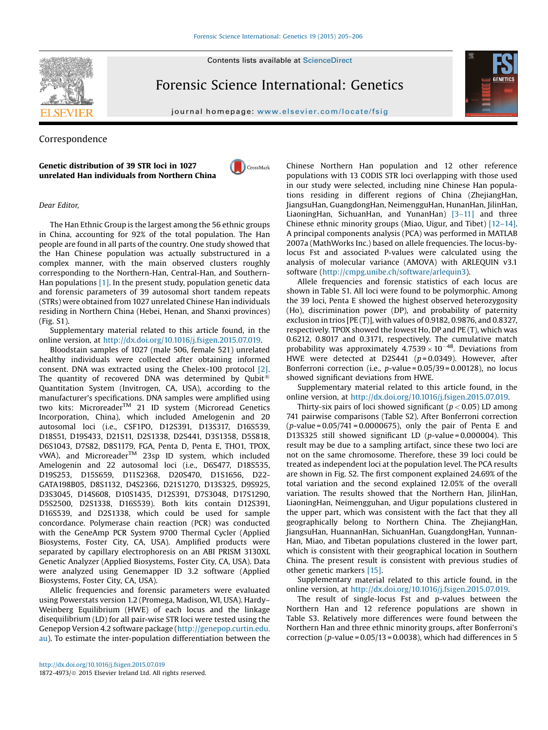Contents lists available at ScienceDirect

# Forensic Science International: Genetics

journal homepage: www.elsevier.com/locate/fsig

Correspondence

## Genetic distribution of 39 STR loci in 1027 unrelated Han individuals from Northern China

*Dear Editor,*

The Han Ethnic Group is the largest among the 56 ethnic groups in China, accounting for 92% of the total population. The Han people are found in all parts of the country. One study showed that the Han Chinese population was actually substructured in a complex manner, with the main observed clusters roughly corresponding to the Northern-Han, Central-Han, and Southern-Han populations [1]. In the present study, population genetic data and forensic parameters of 39 autosomal short tandem repeats (STRs) were obtained from 1027 unrelated Chinese Han individuals residing in Northern China (Hebei, Henan, and Shanxi provinces) (Fig. S1).

Supplementary material related to this article found, in the online version, at http://dx.doi.org/10.1016/j.fsigen.2015.07.019.

Bloodstain samples of 1027 (male 506, female 521) unrelated healthy individuals were collected after obtaining informed consent. DNA was extracted using the Chelex-100 protocol [2]. The quantity of recovered DNA was determined by Qubit® Quantitation System (Invitrogen, CA, USA), according to the manufacturer's specifications. DNA samples were amplified using two kits: Microreader™ 21 ID system (Microread Genetics Incorporation, China), which included Amelogenin and 20 autosomal loci (i.e., CSF1PO, D12S391, D13S317, D16S539, D18S51, D19S433, D21S11, D2S1338, D2S441, D3S1358, D5S818, D6S1043, D7S82, D8S1179, FGA, Penta D, Penta E, THO1, TPOX, vWA), and Microreader™ 23sp ID system, which included Amelogenin and 22 autosomal loci (i.e., D6S477, D18S535, D19S253, D15S659, D11S2368, D20S470, D1S1656, D22-GATA198B05, D8S1132, D4S2366, D21S1270, D13S325, D9S925, D3S3045, D14S608, D10S1435, D12S391, D7S3048, D17S1290, D5S2500, D2S1338, D16S539). Both kits contain D12S391, D16S539, and D2S1338, which could be used for sample concordance. Polymerase chain reaction (PCR) was conducted with the GeneAmp PCR System 9700 Thermal Cycler (Applied Biosystems, Foster City, CA, USA). Amplified products were separated by capillary electrophoresis on an ABI PRISM 3130XL Genetic Analyzer (Applied Biosystems, Foster City, CA, USA). Data were analyzed using Genemapper ID 3.2 software (Applied Biosystems, Foster City, CA, USA).

Allelic frequencies and forensic parameters were evaluated using Powerstats version 1.2 (Promega, Madison, WI, USA). Hardy–Weinberg Equilibrium (HWE) of each locus and the linkage disequilibrium (LD) for all pair-wise STR loci were tested using the Genepop Version 4.2 software package (http://genepop.curtin.edu.au). To estimate the inter-population differentiation between the Chinese Northern Han population and 12 other reference populations with 13 CODIS STR loci overlapping with those used in our study were selected, including nine Chinese Han populations in different regions of China (ZhejiangHan, JiangsuHan, GuangdongHan, NeimengguHan, HunanHan, JilinHan, LiaoningHan, SichuanHan, and YunanHan) [3–11] and three Chinese ethnic minority groups (Miao, Uigur, and Tibet) [12–14]. A principal components analysis (PCA) was performed in MATLAB 2007a (MathWorks Inc.) based on allele frequencies. The locus-by-locus Fst and associated P-values were calculated using the analysis of molecular variance (AMOVA) with ARLEQUIN v3.1 software (http://cmpg.unibe.ch/software/arlequin3).

Allele frequencies and forensic statistics of each locus are shown in Table S1. All loci were found to be polymorphic. Among the 39 loci, Penta E showed the highest observed heterozygosity (Ho), discrimination power (DP), and probability of paternity exclusion in trios [PE (T)], with values of 0.9182, 0.9876, and 0.8327, respectively. TPOX showed the lowest Ho, DP and PE (T), which was 0.6212, 0.8017 and 0.3171, respectively. The cumulative match probability was approximately $4.7539 \times 10^{-48}$. Deviations from HWE were detected at D2S441 ($p = 0.0349$). However, after Bonferroni correction (i.e., $p$-value = 0.05/39 = 0.00128), no locus showed significant deviations from HWE.

Supplementary material related to this article found, in the online version, at http://dx.doi.org/10.1016/j.fsigen.2015.07.019.

Thirty-six pairs of loci showed significant ($p < 0.05$) LD among 741 pairwise comparisons (Table S2). After Bonferroni correction ($p$-value = 0.05/741 = 0.0000675), only the pair of Penta E and D13S325 still showed significant LD ($p$-value = 0.000004). This result may be due to a sampling artifact, since these two loci are not on the same chromosome. Therefore, these 39 loci could be treated as independent loci at the population level. The PCA results are shown in Fig. S2. The first component explained 24.69% of the total variation and the second explained 12.05% of the overall variation. The results showed that the Northern Han, JilinHan, LiaoningHan, Neimengguhan, and Uigur populations clustered in the upper part, which was consistent with the fact that they all geographically belong to Northern China. The ZhejiangHan, JiangsuHan, HuannanHan, SichuanHan, GuangdongHan, YunnanHan, Miao, and Tibetan populations clustered in the lower part, which is consistent with their geographical location in Southern China. The present result is consistent with previous studies of other genetic markers [15].

Supplementary material related to this article found, in the online version, at http://dx.doi.org/10.1016/j.fsigen.2015.07.019.

The result of single-locus Fst and p-values between the Northern Han and 12 reference populations are shown in Table S3. Relatively more differences were found between the Northern Han and three ethnic minority groups, after Bonferroni's correction ($p$-value = 0.05/13 = 0.0038), which had differences in 5

http://dx.doi.org/10.1016/j.fsigen.2015.07.019
1872-4973/© 2015 Elsevier Ireland Ltd. All rights reserved.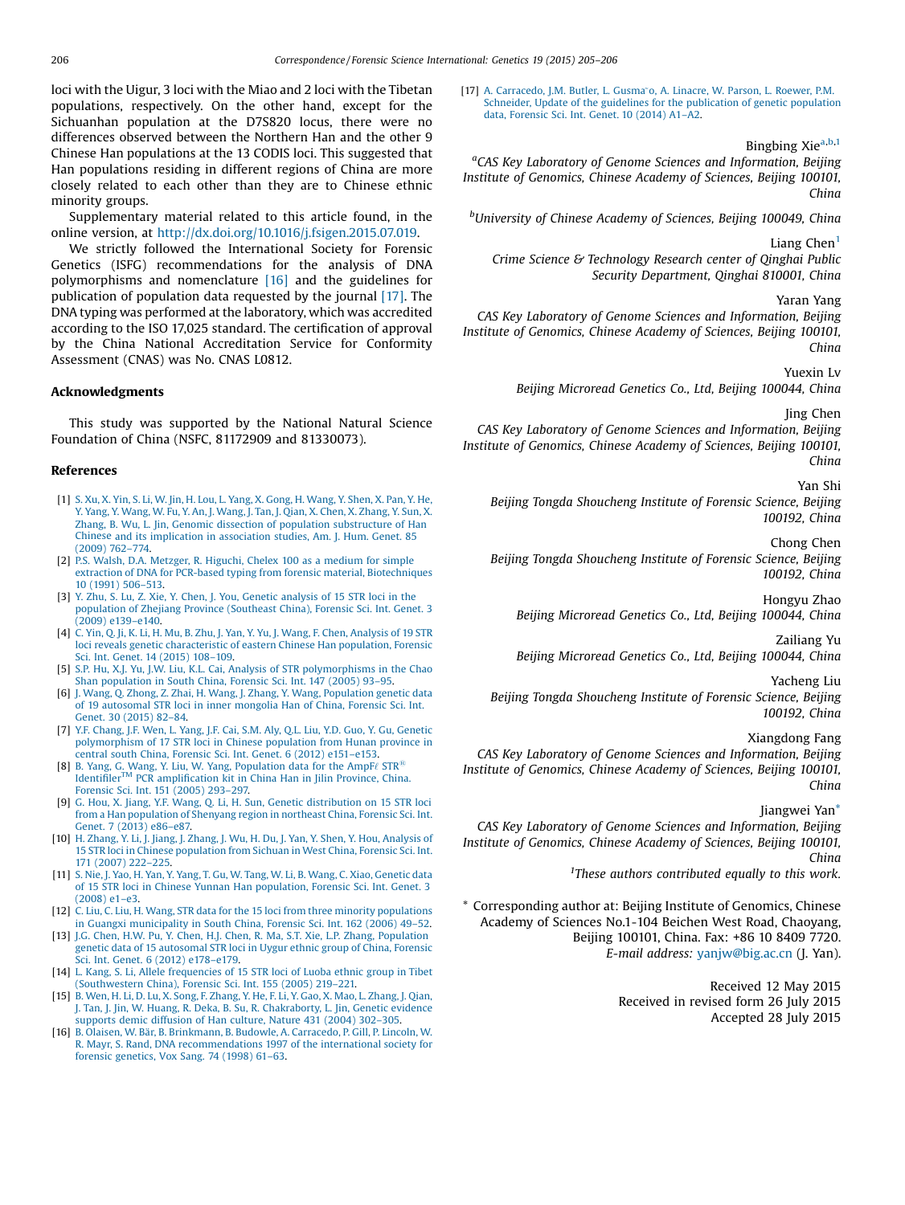loci with the Uigur, 3 loci with the Miao and 2 loci with the Tibetan populations, respectively. On the other hand, except for the Sichuanhan population at the D7S820 locus, there were no differences observed between the Northern Han and the other 9 Chinese Han populations at the 13 CODIS loci. This suggested that Han populations residing in different regions of China are more closely related to each other than they are to Chinese ethnic minority groups.

Supplementary material related to this article found, in the online version, at http://dx.doi.org/10.1016/j.fsigen.2015.07.019.

We strictly followed the International Society for Forensic Genetics (ISFG) recommendations for the analysis of DNA polymorphisms and nomenclature [16] and the guidelines for publication of population data requested by the journal [17]. The DNA typing was performed at the laboratory, which was accredited according to the ISO 17,025 standard. The certification of approval by the China National Accreditation Service for Conformity Assessment (CNAS) was No. CNAS L0812.

## Acknowledgments

This study was supported by the National Natural Science Foundation of China (NSFC, 81172909 and 81330073).

## References

[1] S. Xu, X. Yin, S. Li, W. Jin, H. Lou, L. Yang, X. Gong, H. Wang, Y. Shen, X. Pan, Y. He, Y. Yang, Y. Wang, W. Fu, Y. An, J. Wang, J. Tan, J. Qian, X. Chen, X. Zhang, Y. Sun, X. Zhang, B. Wu, L. Jin, Genomic dissection of population substructure of Han Chinese and its implication in association studies, Am. J. Hum. Genet. 85 (2009) 762–774.

[2] P.S. Walsh, D.A. Metzger, R. Higuchi, Chelex 100 as a medium for simple extraction of DNA for PCR-based typing from forensic material, Biotechniques 10 (1991) 506–513.

[3] Y. Zhu, S. Lu, Z. Xie, Y. Chen, J. You, Genetic analysis of 15 STR loci in the population of Zhejiang Province (Southeast China), Forensic Sci. Int. Genet. 3 (2009) e139–e140.

[4] C. Yin, Q. Ji, K. Li, H. Mu, B. Zhu, J. Yan, Y. Yu, J. Wang, F. Chen, Analysis of 19 STR loci reveals genetic characteristic of eastern Chinese Han population, Forensic Sci. Int. Genet. 14 (2015) 108–109.

[5] S.P. Hu, X.J. Yu, J.W. Liu, K.L. Cai, Analysis of STR polymorphisms in the Chao Shan population in South China, Forensic Sci. Int. 147 (2005) 93–95.

[6] J. Wang, Q. Zhong, Z. Zhai, H. Wang, J. Zhang, Y. Wang, Population genetic data of 19 autosomal STR loci in inner mongolia Han of China, Forensic Sci. Int. Genet. 30 (2015) 82–84.

[7] Y.F. Chang, J.F. Wen, L. Yang, J.F. Cai, S.M. Aly, Q.L. Liu, Y.D. Guo, Y. Gu, Genetic polymorphism of 17 STR loci in Chinese population from Hunan province in central south China, Forensic Sci. Int. Genet. 6 (2012) e151–e153.

[8] B. Yang, G. Wang, Y. Liu, W. Yang, Population data for the AmpFℓ STR® Identifiler™ PCR amplification kit in China Han in Jilin Province, China. Forensic Sci. Int. 151 (2005) 293–297.

[9] G. Hou, X. Jiang, Y.F. Wang, Q. Li, H. Sun, Genetic distribution on 15 STR loci from a Han population of Shenyang region in northeast China, Forensic Sci. Int. Genet. 7 (2013) e86–e87.

[10] H. Zhang, Y. Li, J. Jiang, J. Zhang, J. Wu, H. Du, J. Yan, Y. Shen, Y. Hou, Analysis of 15 STR loci in Chinese population from Sichuan in West China, Forensic Sci. Int. 171 (2007) 222–225.

[11] S. Nie, J. Yao, H. Yan, Y. Yang, T. Gu, W. Tang, W. Li, B. Wang, C. Xiao, Genetic data of 15 STR loci in Chinese Yunnan Han population, Forensic Sci. Int. Genet. 3 (2008) e1–e3.

[12] C. Liu, C. Liu, H. Wang, STR data for the 15 loci from three minority populations in Guangxi municipality in South China, Forensic Sci. Int. 162 (2006) 49–52.

[13] J.G. Chen, H.W. Pu, Y. Chen, H.J. Chen, R. Ma, S.T. Xie, L.P. Zhang, Population genetic data of 15 autosomal STR loci in Uygur ethnic group of China, Forensic Sci. Int. Genet. 6 (2012) e178–e179.

[14] L. Kang, S. Li, Allele frequencies of 15 STR loci of Luoba ethnic group in Tibet (Southwestern China), Forensic Sci. Int. 155 (2005) 219–221.

[15] B. Wen, H. Li, D. Lu, X. Song, F. Zhang, Y. He, F. Li, Y. Gao, X. Mao, L. Zhang, J. Qian, J. Tan, J. Jin, W. Huang, R. Deka, B. Su, R. Chakraborty, L. Jin, Genetic evidence supports demic diffusion of Han culture, Nature 431 (2004) 302–305.

[16] B. Olaisen, W. Bär, B. Brinkmann, B. Budowle, A. Carracedo, P. Gill, P. Lincoln, W. R. Mayr, S. Rand, DNA recommendations 1997 of the international society for forensic genetics, Vox Sang. 74 (1998) 61–63.

[17] A. Carracedo, J.M. Butler, L. Gusmão, A. Linacre, W. Parson, L. Roewer, P.M. Schneider, Update of the guidelines for the publication of genetic population data, Forensic Sci. Int. Genet. 10 (2014) A1–A2.

Bingbing Xie[a,b,1]
[a]CAS Key Laboratory of Genome Sciences and Information, Beijing Institute of Genomics, Chinese Academy of Sciences, Beijing 100101, China

[b]University of Chinese Academy of Sciences, Beijing 100049, China

Liang Chen[1]
Crime Science & Technology Research center of Qinghai Public Security Department, Qinghai 810001, China

Yaran Yang
CAS Key Laboratory of Genome Sciences and Information, Beijing Institute of Genomics, Chinese Academy of Sciences, Beijing 100101, China

Yuexin Lv
Beijing Microread Genetics Co., Ltd, Beijing 100044, China

Jing Chen
CAS Key Laboratory of Genome Sciences and Information, Beijing Institute of Genomics, Chinese Academy of Sciences, Beijing 100101, China

Yan Shi
Beijing Tongda Shoucheng Institute of Forensic Science, Beijing 100192, China

Chong Chen
Beijing Tongda Shoucheng Institute of Forensic Science, Beijing 100192, China

Hongyu Zhao
Beijing Microread Genetics Co., Ltd, Beijing 100044, China

Zailiang Yu
Beijing Microread Genetics Co., Ltd, Beijing 100044, China

Yacheng Liu
Beijing Tongda Shoucheng Institute of Forensic Science, Beijing 100192, China

Xiangdong Fang
CAS Key Laboratory of Genome Sciences and Information, Beijing Institute of Genomics, Chinese Academy of Sciences, Beijing 100101, China

Jiangwei Yan*
CAS Key Laboratory of Genome Sciences and Information, Beijing Institute of Genomics, Chinese Academy of Sciences, Beijing 100101, China

[1]These authors contributed equally to this work.

* Corresponding author at: Beijing Institute of Genomics, Chinese Academy of Sciences No.1-104 Beichen West Road, Chaoyang, Beijing 100101, China. Fax: +86 10 8409 7720.
*E-mail address:* yanjw@big.ac.cn (J. Yan).

Received 12 May 2015
Received in revised form 26 July 2015
Accepted 28 July 2015